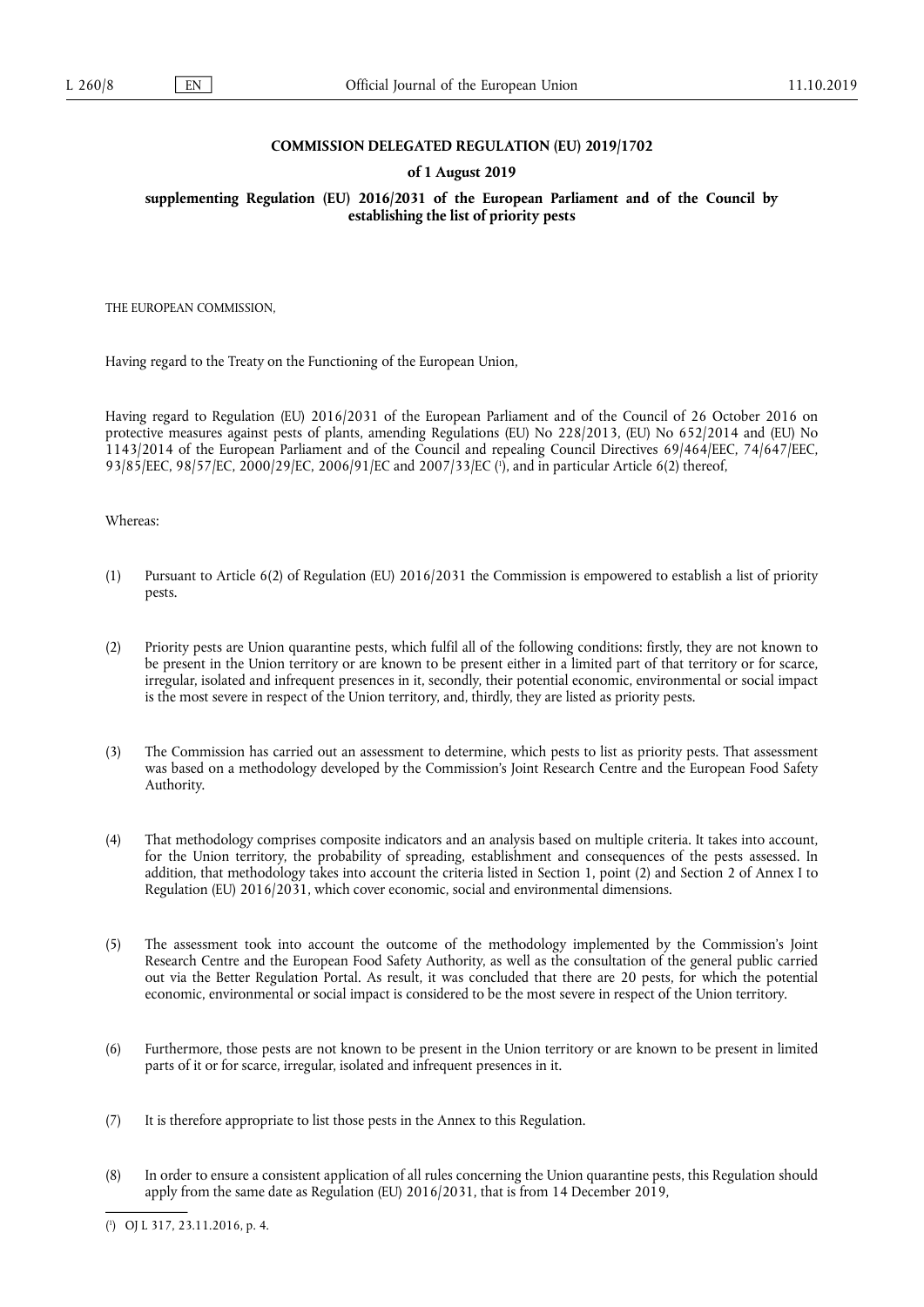**COMMISSION DELEGATED REGULATION (EU) 2019/1702**

**of 1 August 2019**

**supplementing Regulation (EU) 2016/2031 of the European Parliament and of the Council by establishing the list of priority pests**

THE EUROPEAN COMMISSION,

Having regard to the Treaty on the Functioning of the European Union,

Having regard to Regulation (EU) 2016/2031 of the European Parliament and of the Council of 26 October 2016 on protective measures against pests of plants, amending Regulations (EU) No 228/2013, (EU) No 652/2014 and (EU) No 1143/2014 of the European Parliament and of the Council and repealing Council Directives 69/464/EEC, 74/647/EEC, 93/85/EEC, 98/57/EC, 2000/29/EC, 2006/91/EC and 2007/33/EC ([1]), and in particular Article 6(2) thereof,

Whereas:

(1) Pursuant to Article 6(2) of Regulation (EU) 2016/2031 the Commission is empowered to establish a list of priority pests.

(2) Priority pests are Union quarantine pests, which fulfil all of the following conditions: firstly, they are not known to be present in the Union territory or are known to be present either in a limited part of that territory or for scarce, irregular, isolated and infrequent presences in it, secondly, their potential economic, environmental or social impact is the most severe in respect of the Union territory, and, thirdly, they are listed as priority pests.

(3) The Commission has carried out an assessment to determine, which pests to list as priority pests. That assessment was based on a methodology developed by the Commission's Joint Research Centre and the European Food Safety Authority.

(4) That methodology comprises composite indicators and an analysis based on multiple criteria. It takes into account, for the Union territory, the probability of spreading, establishment and consequences of the pests assessed. In addition, that methodology takes into account the criteria listed in Section 1, point (2) and Section 2 of Annex I to Regulation (EU) 2016/2031, which cover economic, social and environmental dimensions.

(5) The assessment took into account the outcome of the methodology implemented by the Commission's Joint Research Centre and the European Food Safety Authority, as well as the consultation of the general public carried out via the Better Regulation Portal. As result, it was concluded that there are 20 pests, for which the potential economic, environmental or social impact is considered to be the most severe in respect of the Union territory.

(6) Furthermore, those pests are not known to be present in the Union territory or are known to be present in limited parts of it or for scarce, irregular, isolated and infrequent presences in it.

(7) It is therefore appropriate to list those pests in the Annex to this Regulation.

(8) In order to ensure a consistent application of all rules concerning the Union quarantine pests, this Regulation should apply from the same date as Regulation (EU) 2016/2031, that is from 14 December 2019,

---

([1]) OJ L 317, 23.11.2016, p. 4.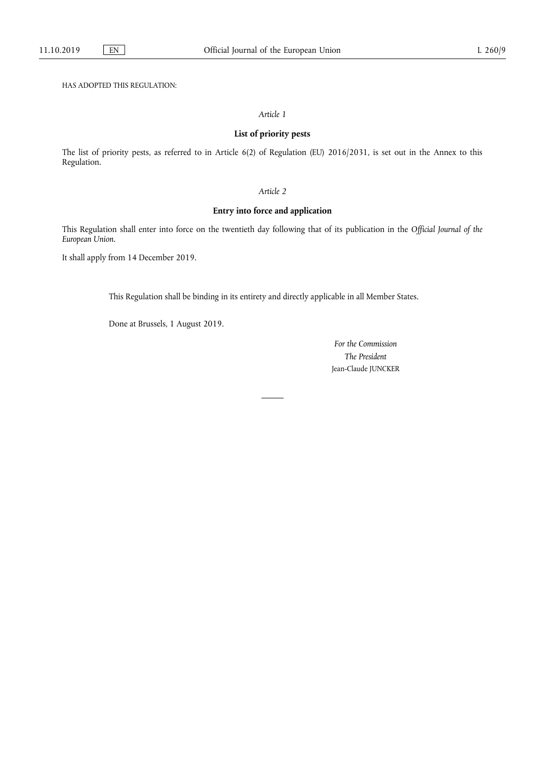HAS ADOPTED THIS REGULATION:

*Article 1*

**List of priority pests**

The list of priority pests, as referred to in Article 6(2) of Regulation (EU) 2016/2031, is set out in the Annex to this Regulation.

*Article 2*

**Entry into force and application**

This Regulation shall enter into force on the twentieth day following that of its publication in the *Official Journal of the European Union*.

It shall apply from 14 December 2019.

This Regulation shall be binding in its entirety and directly applicable in all Member States.

Done at Brussels, 1 August 2019.

*For the Commission*
*The President*
Jean-Claude JUNCKER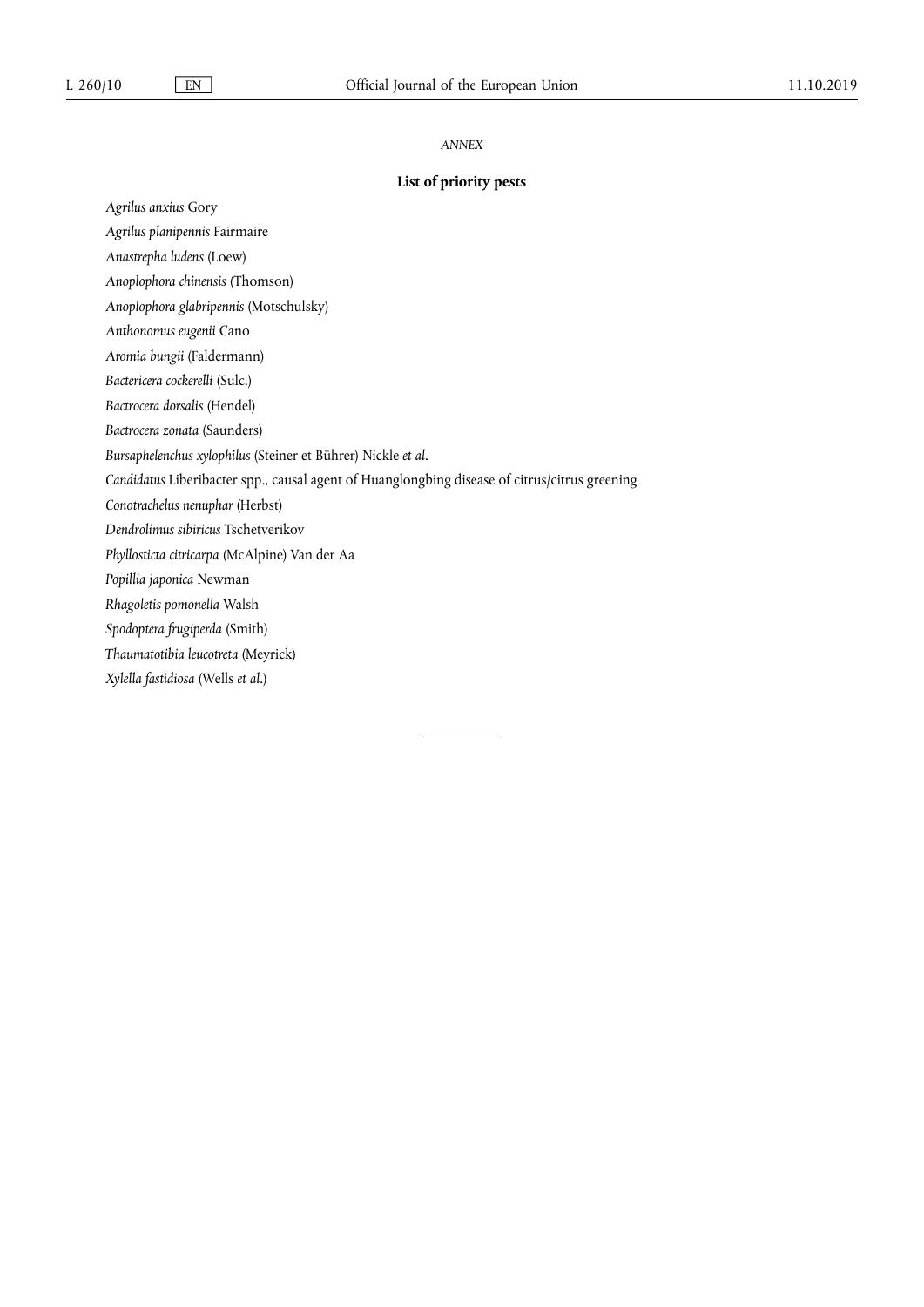*ANNEX*

## List of priority pests

*Agrilus anxius* Gory

*Agrilus planipennis* Fairmaire

*Anastrepha ludens* (Loew)

*Anoplophora chinensis* (Thomson)

*Anoplophora glabripennis* (Motschulsky)

*Anthonomus eugenii* Cano

*Aromia bungii* (Faldermann)

*Bactericera cockerelli* (Sulc.)

*Bactrocera dorsalis* (Hendel)

*Bactrocera zonata* (Saunders)

*Bursaphelenchus xylophilus* (Steiner et Bührer) Nickle *et al*.

*Candidatus* Liberibacter spp., causal agent of Huanglongbing disease of citrus/citrus greening

*Conotrachelus nenuphar* (Herbst)

*Dendrolimus sibiricus* Tschetverikov

*Phyllosticta citricarpa* (McAlpine) Van der Aa

*Popillia japonica* Newman

*Rhagoletis pomonella* Walsh

*Spodoptera frugiperda* (Smith)

*Thaumatotibia leucotreta* (Meyrick)

*Xylella fastidiosa* (Wells *et al*.)